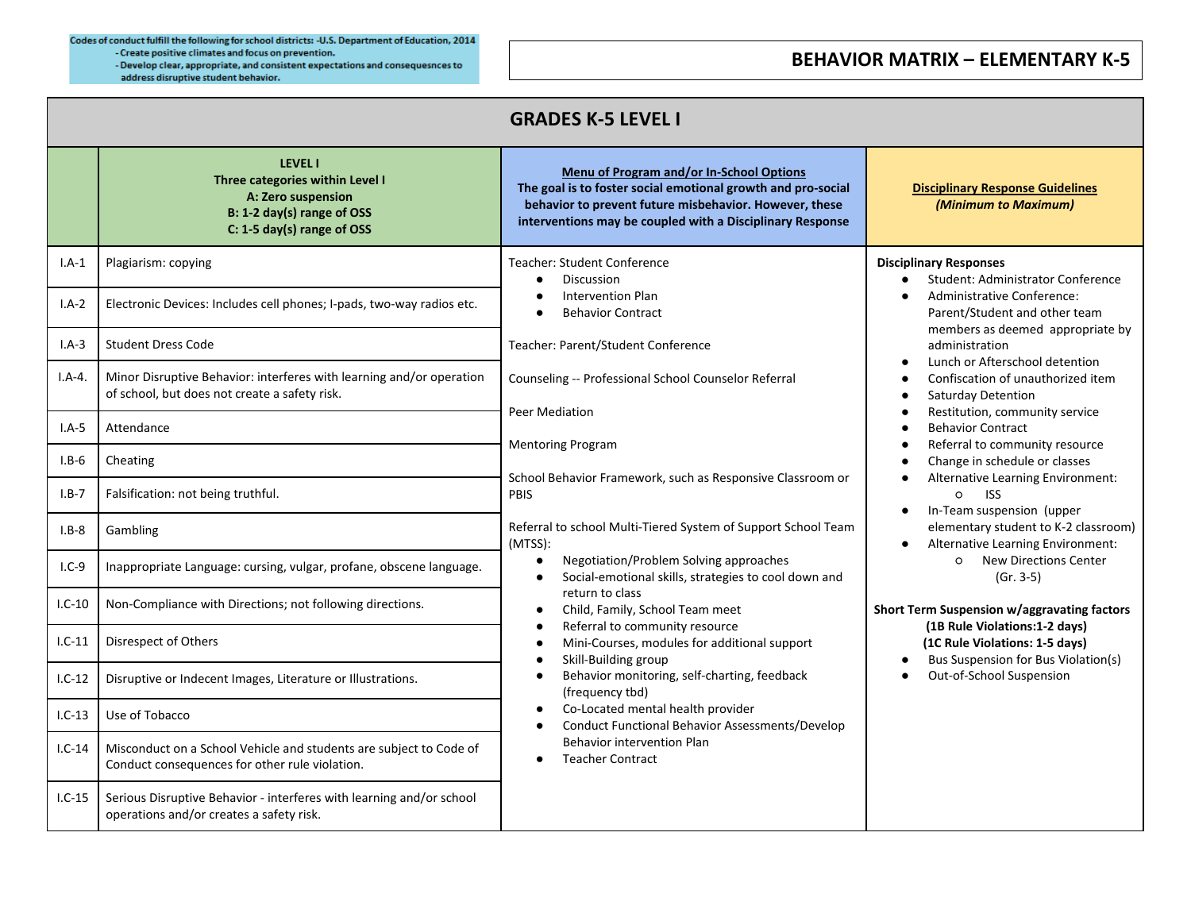Codes of conduct fulfill the following for school districts: -U.S. Department of Education, 2014
- Create positive climates and focus on prevention.
- Develop clear, appropriate, and consistent expectations and consequesnces to address disruptive student behavior.

# BEHAVIOR MATRIX – ELEMENTARY K-5

## GRADES K-5 LEVEL I

| | **LEVEL I**<br>**Three categories within Level I**<br>**A: Zero suspension**<br>**B: 1-2 day(s) range of OSS**<br>**C: 1-5 day(s) range of OSS** | **Menu of Program and/or In-School Options**<br>**The goal is to foster social emotional growth and pro-social behavior to prevent future misbehavior. However, these interventions may be coupled with a Disciplinary Response** | **Disciplinary Response Guidelines**<br>***(Minimum to Maximum)*** |
|---|---|---|---|
| I.A-1 | Plagiarism: copying | Teacher: Student Conference<br>● Discussion<br>● Intervention Plan<br>● Behavior Contract<br><br>Teacher: Parent/Student Conference<br><br>Counseling -- Professional School Counselor Referral<br><br>Peer Mediation<br><br>Mentoring Program<br><br>School Behavior Framework, such as Responsive Classroom or PBIS<br><br>Referral to school Multi-Tiered System of Support School Team (MTSS):<br>● Negotiation/Problem Solving approaches<br>● Social-emotional skills, strategies to cool down and return to class<br>● Child, Family, School Team meet<br>● Referral to community resource<br>● Mini-Courses, modules for additional support<br>● Skill-Building group<br>● Behavior monitoring, self-charting, feedback (frequency tbd)<br>● Co-Located mental health provider<br>● Conduct Functional Behavior Assessments/Develop Behavior intervention Plan<br>● Teacher Contract | **Disciplinary Responses**<br>● Student: Administrator Conference<br>● Administrative Conference: Parent/Student and other team members as deemed appropriate by administration<br>● Lunch or Afterschool detention<br>● Confiscation of unauthorized item<br>● Saturday Detention<br>● Restitution, community service<br>● Behavior Contract<br>● Referral to community resource<br>● Change in schedule or classes<br>● Alternative Learning Environment:<br>○ ISS<br>● In-Team suspension (upper elementary student to K-2 classroom)<br>● Alternative Learning Environment:<br>○ New Directions Center (Gr. 3-5)<br><br>**Short Term Suspension w/aggravating factors**<br>**(1B Rule Violations:1-2 days)**<br>**(1C Rule Violations: 1-5 days)**<br>● Bus Suspension for Bus Violation(s)<br>● Out-of-School Suspension |
| I.A-2 | Electronic Devices: Includes cell phones; I-pads, two-way radios etc. | | |
| I.A-3 | Student Dress Code | | |
| I.A-4. | Minor Disruptive Behavior: interferes with learning and/or operation of school, but does not create a safety risk. | | |
| I.A-5 | Attendance | | |
| I.B-6 | Cheating | | |
| I.B-7 | Falsification: not being truthful. | | |
| I.B-8 | Gambling | | |
| I.C-9 | Inappropriate Language: cursing, vulgar, profane, obscene language. | | |
| I.C-10 | Non-Compliance with Directions; not following directions. | | |
| I.C-11 | Disrespect of Others | | |
| I.C-12 | Disruptive or Indecent Images, Literature or Illustrations. | | |
| I.C-13 | Use of Tobacco | | |
| I.C-14 | Misconduct on a School Vehicle and students are subject to Code of Conduct consequences for other rule violation. | | |
| I.C-15 | Serious Disruptive Behavior - interferes with learning and/or school operations and/or creates a safety risk. | | |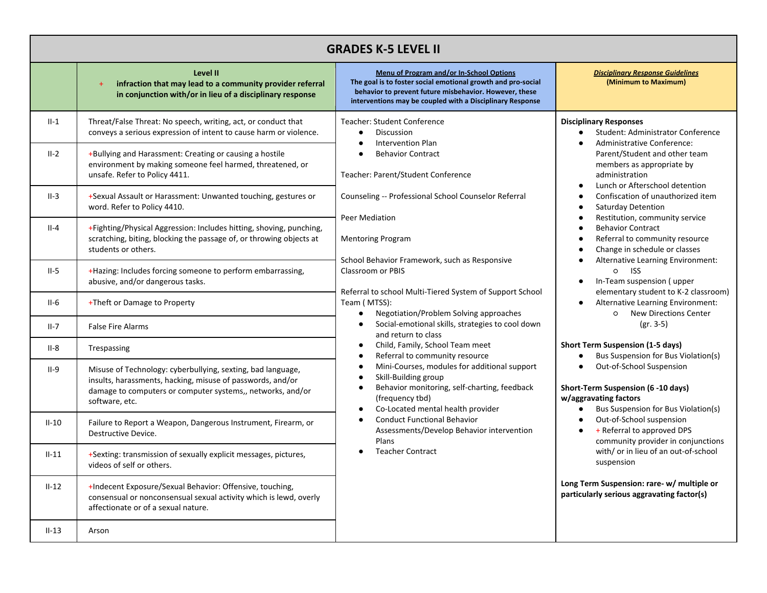## GRADES K-5 LEVEL II

| | Level II<br>+ infraction that may lead to a community provider referral in conjunction with/or in lieu of a disciplinary response | Menu of Program and/or In-School Options<br>The goal is to foster social emotional growth and pro-social behavior to prevent future misbehavior. However, these interventions may be coupled with a Disciplinary Response | *Disciplinary Response Guidelines*<br>(Minimum to Maximum) |
|---|---|---|---|
| II-1 | Threat/False Threat: No speech, writing, act, or conduct that conveys a serious expression of intent to cause harm or violence. | Teacher: Student Conference<br>● Discussion<br>● Intervention Plan<br>● Behavior Contract<br><br>Teacher: Parent/Student Conference<br><br>Counseling -- Professional School Counselor Referral<br><br>Peer Mediation<br><br>Mentoring Program<br><br>School Behavior Framework, such as Responsive Classroom or PBIS<br><br>Referral to school Multi-Tiered System of Support School Team ( MTSS):<br>● Negotiation/Problem Solving approaches<br>● Social-emotional skills, strategies to cool down and return to class<br>● Child, Family, School Team meet<br>● Referral to community resource<br>● Mini-Courses, modules for additional support<br>● Skill-Building group<br>● Behavior monitoring, self-charting, feedback (frequency tbd)<br>● Co-Located mental health provider<br>● Conduct Functional Behavior Assessments/Develop Behavior intervention Plans<br>● Teacher Contract | **Disciplinary Responses**<br>● Student: Administrator Conference<br>● Administrative Conference: Parent/Student and other team members as appropriate by administration<br>● Lunch or Afterschool detention<br>● Confiscation of unauthorized item<br>● Saturday Detention<br>● Restitution, community service<br>● Behavior Contract<br>● Referral to community resource<br>● Change in schedule or classes<br>● Alternative Learning Environment:<br>○ ISS<br>● In-Team suspension ( upper elementary student to K-2 classroom)<br>● Alternative Learning Environment:<br>○ New Directions Center (gr. 3-5)<br><br>**Short Term Suspension (1-5 days)**<br>● Bus Suspension for Bus Violation(s)<br>● Out-of-School Suspension<br><br>**Short-Term Suspension (6 -10 days) w/aggravating factors**<br>● Bus Suspension for Bus Violation(s)<br>● Out-of-School suspension<br>● + Referral to approved DPS community provider in conjunctions with/ or in lieu of an out-of-school suspension<br><br>**Long Term Suspension: rare- w/ multiple or particularly serious aggravating factor(s)** |
| II-2 | +Bullying and Harassment: Creating or causing a hostile environment by making someone feel harmed, threatened, or unsafe. Refer to Policy 4411. | | |
| II-3 | +Sexual Assault or Harassment: Unwanted touching, gestures or word. Refer to Policy 4410. | | |
| II-4 | +Fighting/Physical Aggression: Includes hitting, shoving, punching, scratching, biting, blocking the passage of, or throwing objects at students or others. | | |
| II-5 | +Hazing: Includes forcing someone to perform embarrassing, abusive, and/or dangerous tasks. | | |
| II-6 | +Theft or Damage to Property | | |
| II-7 | False Fire Alarms | | |
| II-8 | Trespassing | | |
| II-9 | Misuse of Technology: cyberbullying, sexting, bad language, insults, harassments, hacking, misuse of passwords, and/or damage to computers or computer systems,, networks, and/or software, etc. | | |
| II-10 | Failure to Report a Weapon, Dangerous Instrument, Firearm, or Destructive Device. | | |
| II-11 | +Sexting: transmission of sexually explicit messages, pictures, videos of self or others. | | |
| II-12 | +Indecent Exposure/Sexual Behavior: Offensive, touching, consensual or nonconsensual sexual activity which is lewd, overly affectionate or of a sexual nature. | | |
| II-13 | Arson | | |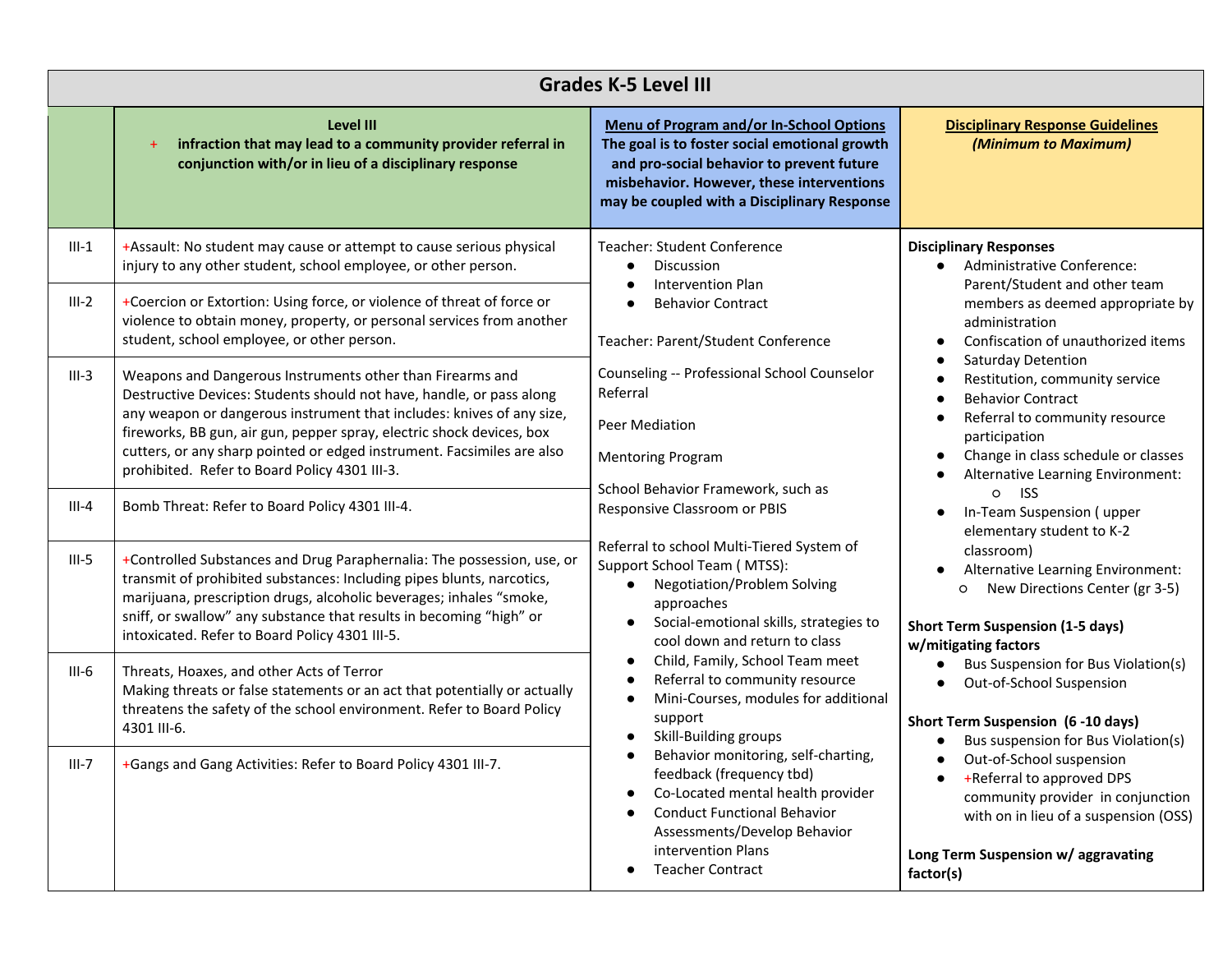## Grades K-5 Level III

| | **Level III**<br>+ **infraction that may lead to a community provider referral in conjunction with/or in lieu of a disciplinary response** | **Menu of Program and/or In-School Options**<br>**The goal is to foster social emotional growth and pro-social behavior to prevent future misbehavior. However, these interventions may be coupled with a Disciplinary Response** | **Disciplinary Response Guidelines**<br>***(Minimum to Maximum)*** |
|---|---|---|---|
| III-1 | +Assault: No student may cause or attempt to cause serious physical injury to any other student, school employee, or other person. | Teacher: Student Conference<br>• Discussion<br>• Intervention Plan<br>• Behavior Contract<br><br>Teacher: Parent/Student Conference<br><br>Counseling -- Professional School Counselor Referral<br><br>Peer Mediation<br><br>Mentoring Program<br><br>School Behavior Framework, such as Responsive Classroom or PBIS<br><br>Referral to school Multi-Tiered System of Support School Team ( MTSS):<br>• Negotiation/Problem Solving approaches<br>• Social-emotional skills, strategies to cool down and return to class<br>• Child, Family, School Team meet<br>• Referral to community resource<br>• Mini-Courses, modules for additional support<br>• Skill-Building groups<br>• Behavior monitoring, self-charting, feedback (frequency tbd)<br>• Co-Located mental health provider<br>• Conduct Functional Behavior Assessments/Develop Behavior intervention Plans<br>• Teacher Contract | **Disciplinary Responses**<br>• Administrative Conference: Parent/Student and other team members as deemed appropriate by administration<br>• Confiscation of unauthorized items<br>• Saturday Detention<br>• Restitution, community service<br>• Behavior Contract<br>• Referral to community resource participation<br>• Change in class schedule or classes<br>• Alternative Learning Environment:<br>&nbsp;&nbsp;&nbsp;&nbsp;○ ISS<br>• In-Team Suspension ( upper elementary student to K-2 classroom)<br>• Alternative Learning Environment:<br>&nbsp;&nbsp;&nbsp;&nbsp;○ New Directions Center (gr 3-5)<br><br>**Short Term Suspension (1-5 days) w/mitigating factors**<br>• Bus Suspension for Bus Violation(s)<br>• Out-of-School Suspension<br><br>**Short Term Suspension (6 -10 days)**<br>• Bus suspension for Bus Violation(s)<br>• Out-of-School suspension<br>• +Referral to approved DPS community provider in conjunction with on in lieu of a suspension (OSS)<br><br>**Long Term Suspension w/ aggravating factor(s)** |
| III-2 | +Coercion or Extortion: Using force, or violence of threat of force or violence to obtain money, property, or personal services from another student, school employee, or other person. | | |
| III-3 | Weapons and Dangerous Instruments other than Firearms and Destructive Devices: Students should not have, handle, or pass along any weapon or dangerous instrument that includes: knives of any size, fireworks, BB gun, air gun, pepper spray, electric shock devices, box cutters, or any sharp pointed or edged instrument. Facsimiles are also prohibited. Refer to Board Policy 4301 III-3. | | |
| III-4 | Bomb Threat: Refer to Board Policy 4301 III-4. | | |
| III-5 | +Controlled Substances and Drug Paraphernalia: The possession, use, or transmit of prohibited substances: Including pipes blunts, narcotics, marijuana, prescription drugs, alcoholic beverages; inhales "smoke, sniff, or swallow" any substance that results in becoming "high" or intoxicated. Refer to Board Policy 4301 III-5. | | |
| III-6 | Threats, Hoaxes, and other Acts of Terror<br>Making threats or false statements or an act that potentially or actually threatens the safety of the school environment. Refer to Board Policy 4301 III-6. | | |
| III-7 | +Gangs and Gang Activities: Refer to Board Policy 4301 III-7. | | |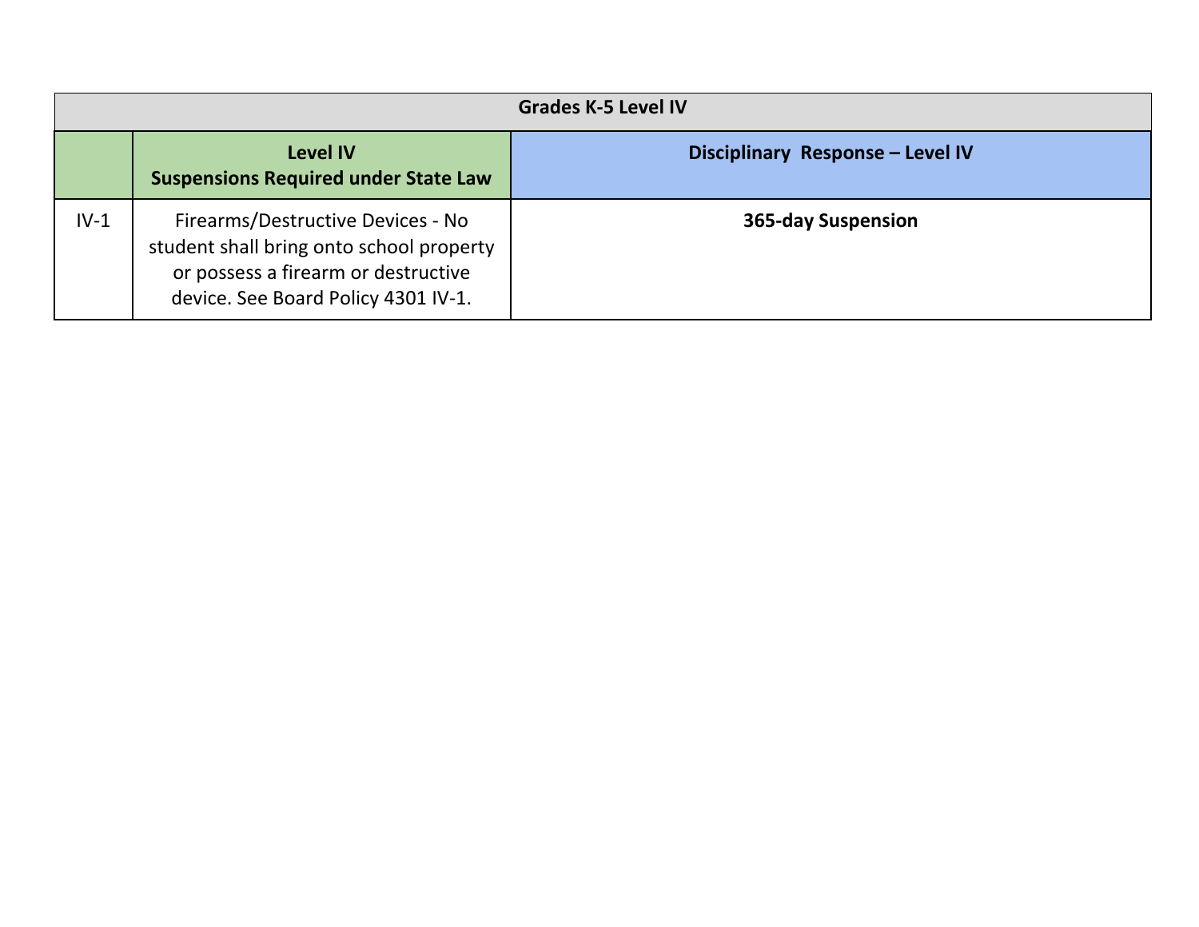| Grades K-5 Level IV | | |
|---|---|---|
| | **Level IV<br>Suspensions Required under State Law** | **Disciplinary Response – Level IV** |
| IV-1 | Firearms/Destructive Devices - No student shall bring onto school property or possess a firearm or destructive device. See Board Policy 4301 IV-1. | **365-day Suspension** |